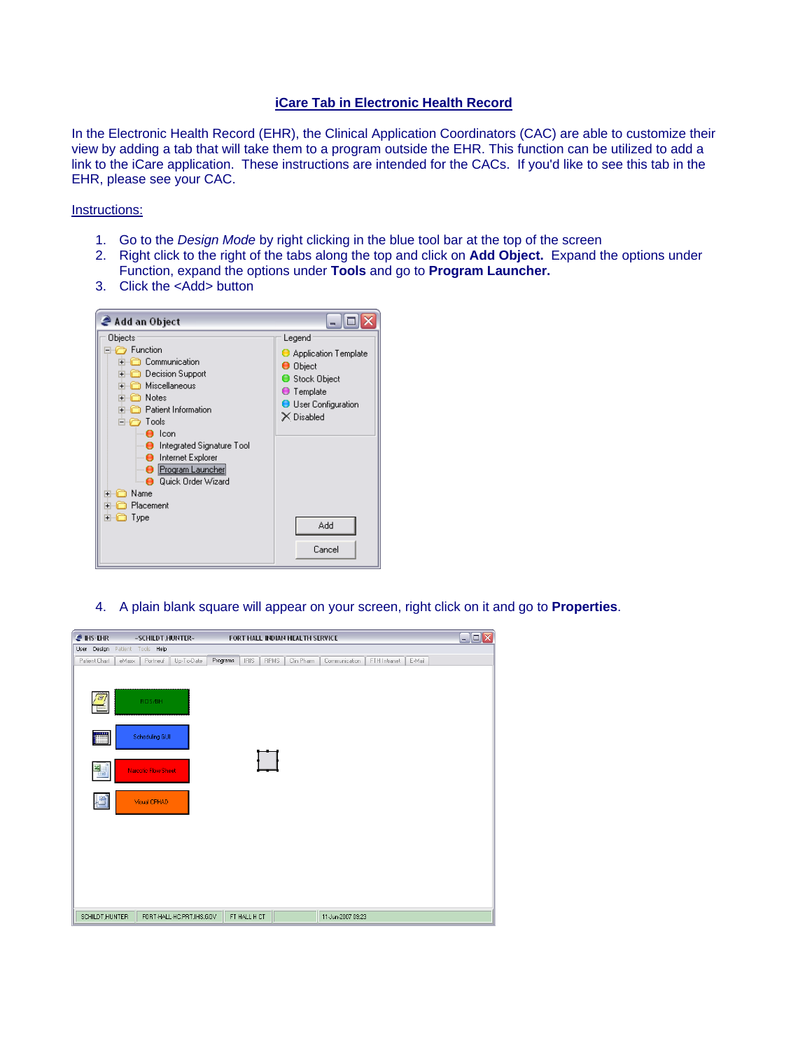# iCare Tab in Electronic Health Record

In the Electronic Health Record (EHR), the Clinical Application Coordinators (CAC) are able to customize their view by adding a tab that will take them to a program outside the EHR. This function can be utilized to add a link to the iCare application. These instructions are intended for the CACs. If you'd like to see this tab in the EHR, please see your CAC.

## Instructions:

1. Go to the *Design Mode* by right clicking in the blue tool bar at the top of the screen
2. Right click to the right of the tabs along the top and click on **Add Object.** Expand the options under Function, expand the options under **Tools** and go to **Program Launcher.**
3. Click the <Add> button

4. A plain blank square will appear on your screen, right click on it and go to **Properties**.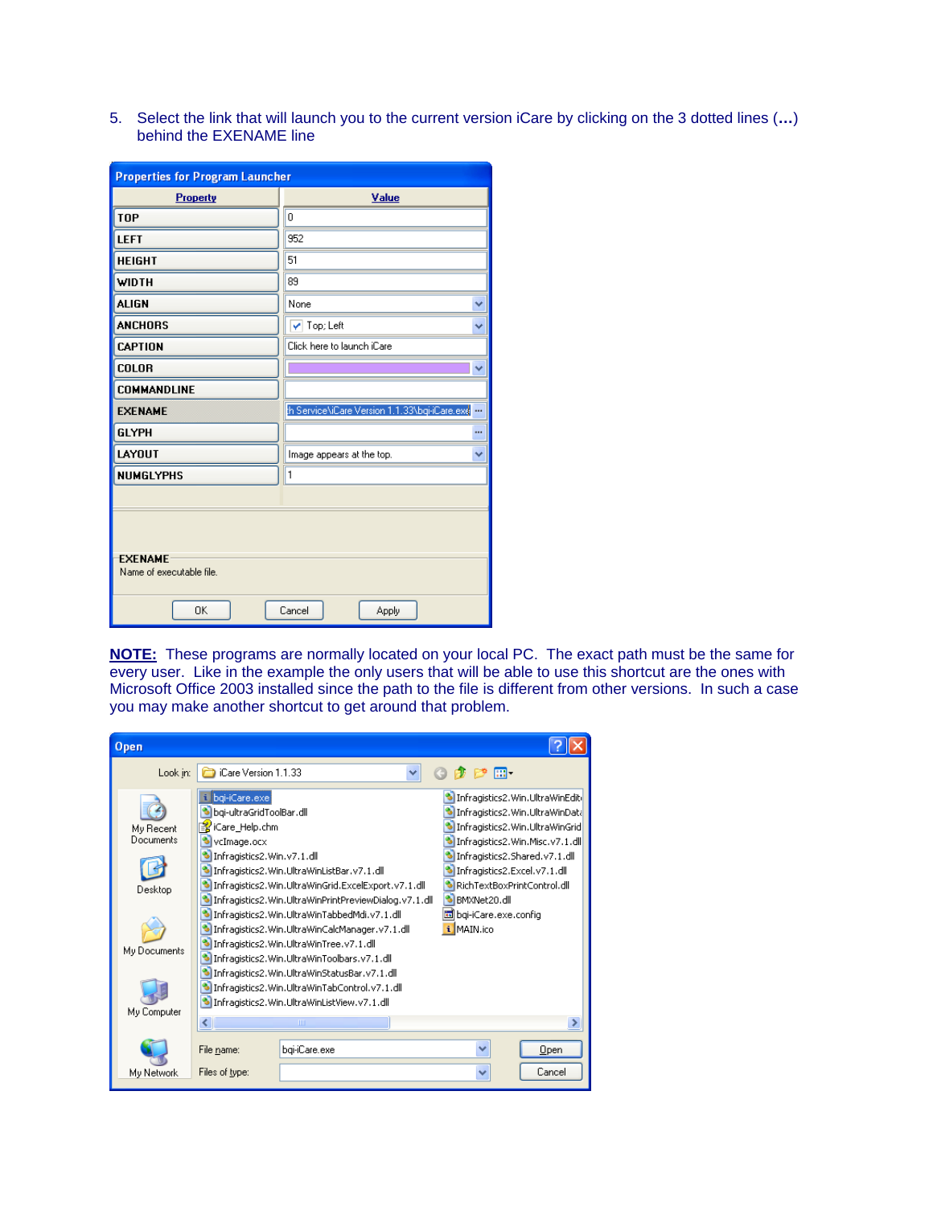5. Select the link that will launch you to the current version iCare by clicking on the 3 dotted lines (**…**) behind the EXENAME line

**Properties for Program Launcher**

| Property | Value |
| --- | --- |
| TOP | 0 |
| LEFT | 952 |
| HEIGHT | 51 |
| WIDTH | 89 |
| ALIGN | None |
| ANCHORS | Top; Left |
| CAPTION | Click here to launch iCare |
| COLOR | |
| COMMANDLINE | |
| EXENAME | h Service\iCare Version 1.1.33\bqi-iCare.exe |
| GLYPH | |
| LAYOUT | Image appears at the top. |
| NUMGLYPHS | 1 |

EXENAME
Name of executable file.

OK Cancel Apply

**NOTE:** These programs are normally located on your local PC. The exact path must be the same for every user. Like in the example the only users that will be able to use this shortcut are the ones with Microsoft Office 2003 installed since the path to the file is different from other versions. In such a case you may make another shortcut to get around that problem.

**Open**

Look in: iCare Version 1.1.33

- bqi-iCare.exe
- bqi-ultraGridToolBar.dll
- iCare_Help.chm
- vcImage.ocx
- Infragistics2.Win.v7.1.dll
- Infragistics2.Win.UltraWinListBar.v7.1.dll
- Infragistics2.Win.UltraWinGrid.ExcelExport.v7.1.dll
- Infragistics2.Win.UltraWinPrintPreviewDialog.v7.1.dll
- Infragistics2.Win.UltraWinTabbedMdi.v7.1.dll
- Infragistics2.Win.UltraWinCalcManager.v7.1.dll
- Infragistics2.Win.UltraWinTree.v7.1.dll
- Infragistics2.Win.UltraWinToolbars.v7.1.dll
- Infragistics2.Win.UltraWinStatusBar.v7.1.dll
- Infragistics2.Win.UltraWinTabControl.v7.1.dll
- Infragistics2.Win.UltraWinListView.v7.1.dll
- Infragistics2.Win.UltraWinEdit
- Infragistics2.Win.UltraWinData
- Infragistics2.Win.UltraWinGrid
- Infragistics2.Win.Misc.v7.1.dll
- Infragistics2.Shared.v7.1.dll
- Infragistics2.Excel.v7.1.dll
- RichTextBoxPrintControl.dll
- BMXNet20.dll
- bqi-iCare.exe.config
- MAIN.ico

My Recent Documents | Desktop | My Documents | My Computer | My Network

File name: bqi-iCare.exe

Files of type:

Open Cancel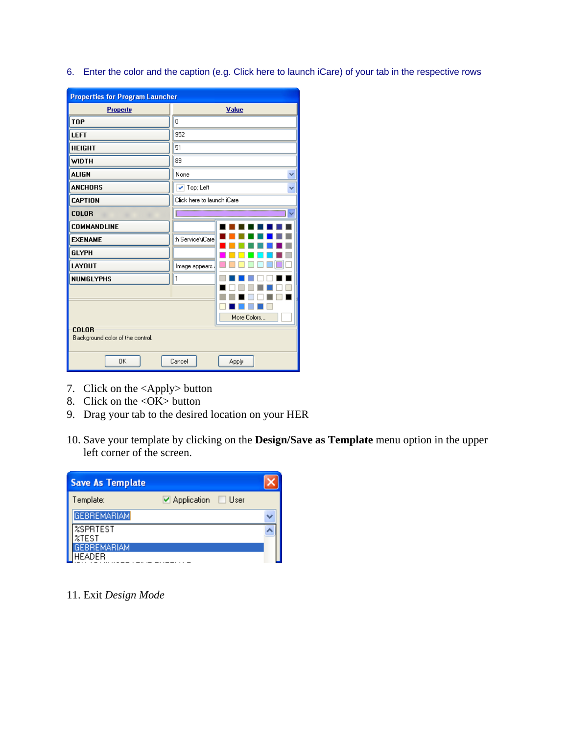6. Enter the color and the caption (e.g. Click here to launch iCare) of your tab in the respective rows

7. Click on the <Apply> button
8. Click on the <OK> button
9. Drag your tab to the desired location on your HER

10. Save your template by clicking on the **Design/Save as Template** menu option in the upper left corner of the screen.

11. Exit *Design Mode*